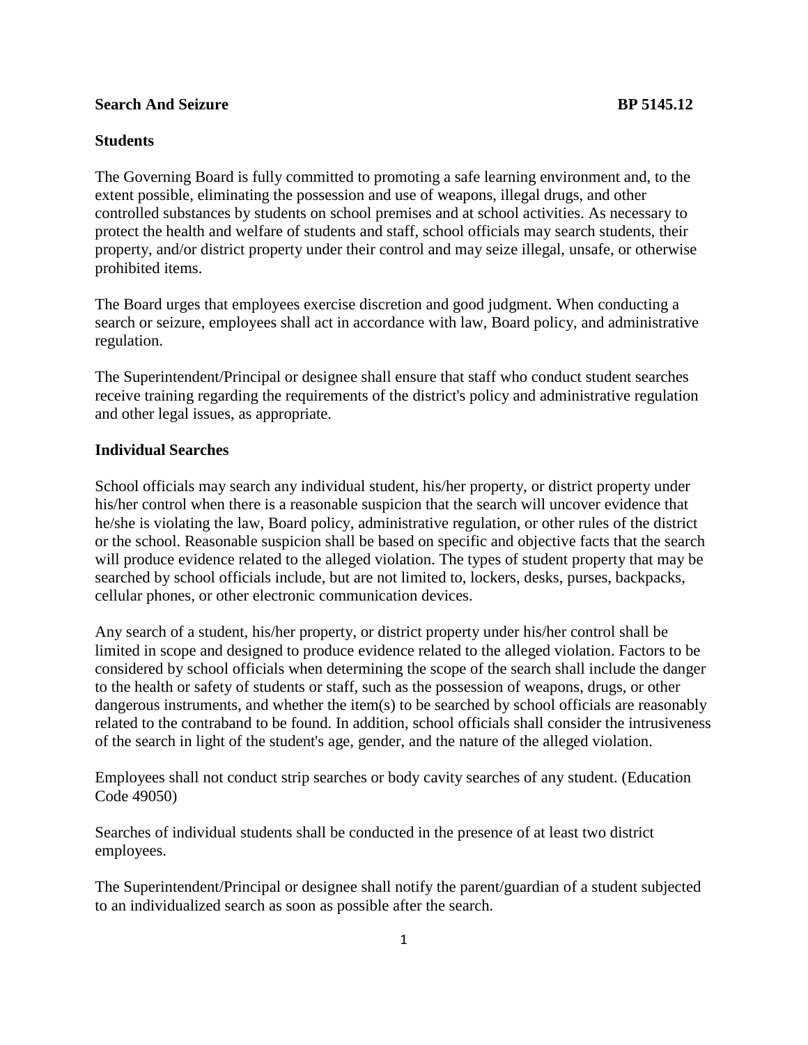**Search And Seizure** **BP 5145.12**

**Students**

The Governing Board is fully committed to promoting a safe learning environment and, to the extent possible, eliminating the possession and use of weapons, illegal drugs, and other controlled substances by students on school premises and at school activities. As necessary to protect the health and welfare of students and staff, school officials may search students, their property, and/or district property under their control and may seize illegal, unsafe, or otherwise prohibited items.

The Board urges that employees exercise discretion and good judgment. When conducting a search or seizure, employees shall act in accordance with law, Board policy, and administrative regulation.

The Superintendent/Principal or designee shall ensure that staff who conduct student searches receive training regarding the requirements of the district's policy and administrative regulation and other legal issues, as appropriate.

**Individual Searches**

School officials may search any individual student, his/her property, or district property under his/her control when there is a reasonable suspicion that the search will uncover evidence that he/she is violating the law, Board policy, administrative regulation, or other rules of the district or the school. Reasonable suspicion shall be based on specific and objective facts that the search will produce evidence related to the alleged violation. The types of student property that may be searched by school officials include, but are not limited to, lockers, desks, purses, backpacks, cellular phones, or other electronic communication devices.

Any search of a student, his/her property, or district property under his/her control shall be limited in scope and designed to produce evidence related to the alleged violation. Factors to be considered by school officials when determining the scope of the search shall include the danger to the health or safety of students or staff, such as the possession of weapons, drugs, or other dangerous instruments, and whether the item(s) to be searched by school officials are reasonably related to the contraband to be found. In addition, school officials shall consider the intrusiveness of the search in light of the student's age, gender, and the nature of the alleged violation.

Employees shall not conduct strip searches or body cavity searches of any student. (Education Code 49050)

Searches of individual students shall be conducted in the presence of at least two district employees.

The Superintendent/Principal or designee shall notify the parent/guardian of a student subjected to an individualized search as soon as possible after the search.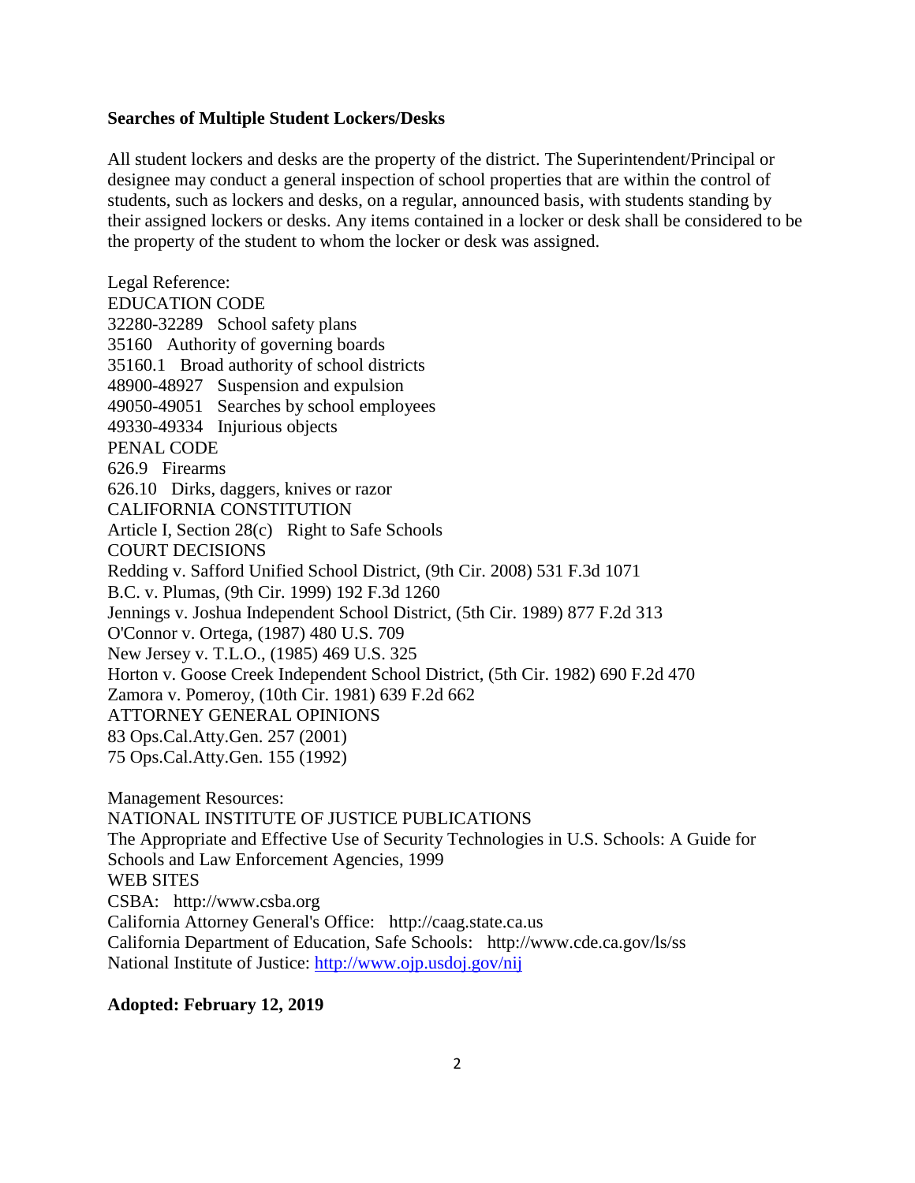**Searches of Multiple Student Lockers/Desks**

All student lockers and desks are the property of the district. The Superintendent/Principal or designee may conduct a general inspection of school properties that are within the control of students, such as lockers and desks, on a regular, announced basis, with students standing by their assigned lockers or desks. Any items contained in a locker or desk shall be considered to be the property of the student to whom the locker or desk was assigned.

Legal Reference:
EDUCATION CODE
32280-32289 School safety plans
35160 Authority of governing boards
35160.1 Broad authority of school districts
48900-48927 Suspension and expulsion
49050-49051 Searches by school employees
49330-49334 Injurious objects
PENAL CODE
626.9 Firearms
626.10 Dirks, daggers, knives or razor
CALIFORNIA CONSTITUTION
Article I, Section 28(c) Right to Safe Schools
COURT DECISIONS
Redding v. Safford Unified School District, (9th Cir. 2008) 531 F.3d 1071
B.C. v. Plumas, (9th Cir. 1999) 192 F.3d 1260
Jennings v. Joshua Independent School District, (5th Cir. 1989) 877 F.2d 313
O'Connor v. Ortega, (1987) 480 U.S. 709
New Jersey v. T.L.O., (1985) 469 U.S. 325
Horton v. Goose Creek Independent School District, (5th Cir. 1982) 690 F.2d 470
Zamora v. Pomeroy, (10th Cir. 1981) 639 F.2d 662
ATTORNEY GENERAL OPINIONS
83 Ops.Cal.Atty.Gen. 257 (2001)
75 Ops.Cal.Atty.Gen. 155 (1992)

Management Resources:
NATIONAL INSTITUTE OF JUSTICE PUBLICATIONS
The Appropriate and Effective Use of Security Technologies in U.S. Schools: A Guide for Schools and Law Enforcement Agencies, 1999
WEB SITES
CSBA: http://www.csba.org
California Attorney General's Office: http://caag.state.ca.us
California Department of Education, Safe Schools: http://www.cde.ca.gov/ls/ss
National Institute of Justice: http://www.ojp.usdoj.gov/nij

**Adopted: February 12, 2019**